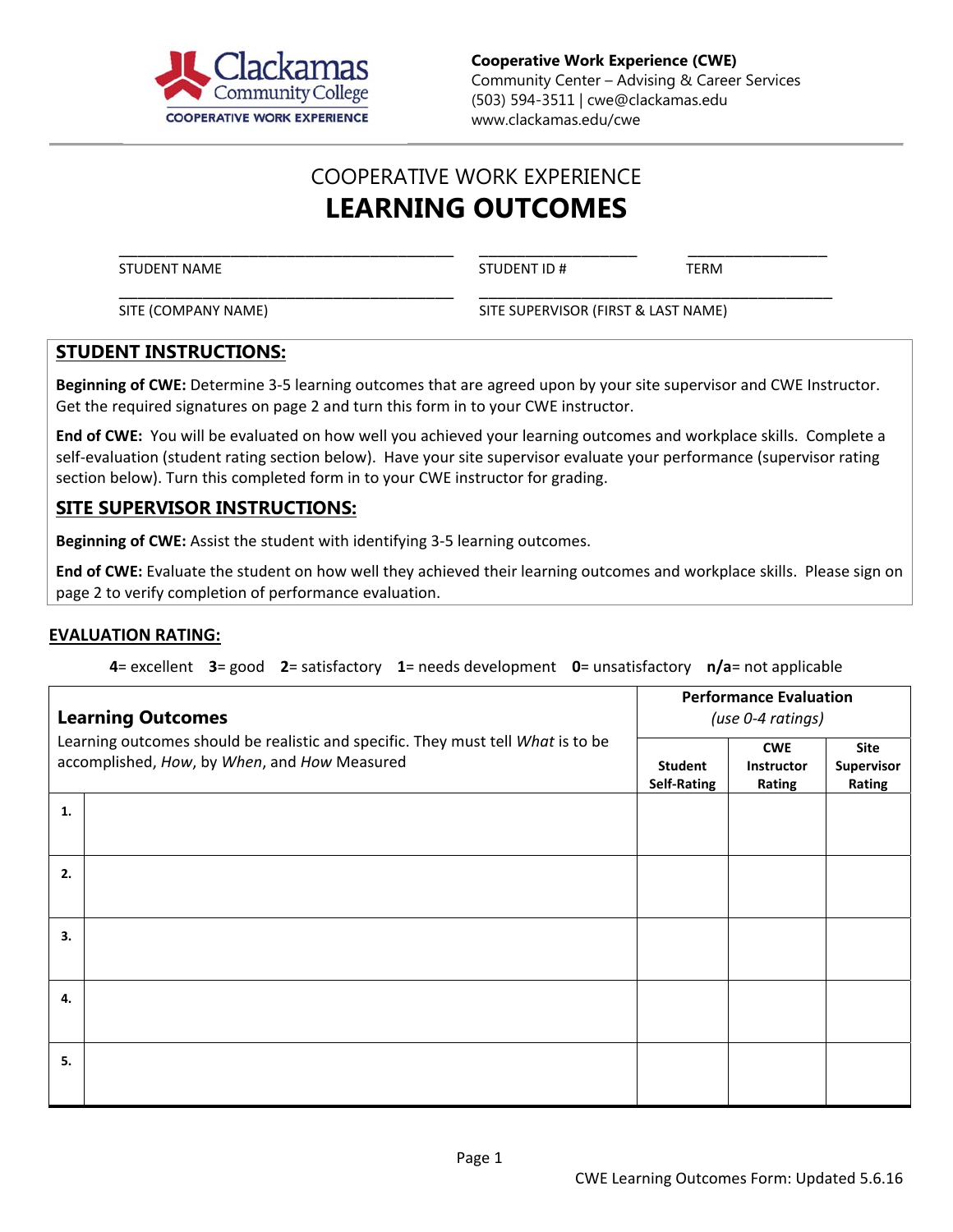Clackamas Community College
COOPERATIVE WORK EXPERIENCE

**Cooperative Work Experience (CWE)**
Community Center – Advising & Career Services
(503) 594-3511 | cwe@clackamas.edu
www.clackamas.edu/cwe

# COOPERATIVE WORK EXPERIENCE
# LEARNING OUTCOMES

| _____________________ | _____________ | ___________ |
|---|---|---|
| STUDENT NAME | STUDENT ID # | TERM |
| _____________________ | _____________________ | |
| SITE (COMPANY NAME) | SITE SUPERVISOR (FIRST & LAST NAME) | |

## STUDENT INSTRUCTIONS:

**Beginning of CWE:** Determine 3-5 learning outcomes that are agreed upon by your site supervisor and CWE Instructor. Get the required signatures on page 2 and turn this form in to your CWE instructor.

**End of CWE:** You will be evaluated on how well you achieved your learning outcomes and workplace skills. Complete a self-evaluation (student rating section below). Have your site supervisor evaluate your performance (supervisor rating section below). Turn this completed form in to your CWE instructor for grading.

## SITE SUPERVISOR INSTRUCTIONS:

**Beginning of CWE:** Assist the student with identifying 3-5 learning outcomes.

**End of CWE:** Evaluate the student on how well they achieved their learning outcomes and workplace skills. Please sign on page 2 to verify completion of performance evaluation.

## EVALUATION RATING:

**4**= excellent **3**= good **2**= satisfactory **1**= needs development **0**= unsatisfactory **n/a**= not applicable

| **Learning Outcomes** Learning outcomes should be realistic and specific. They must tell *What* is to be accomplished, *How*, by *When*, and *How* Measured | | **Performance Evaluation** *(use 0-4 ratings)* | | |
|---|---|---|---|---|
| | | **Student Self-Rating** | **CWE Instructor Rating** | **Site Supervisor Rating** |
| **1.** | | | | |
| **2.** | | | | |
| **3.** | | | | |
| **4.** | | | | |
| **5.** | | | | |

CWE Learning Outcomes Form: Updated 5.6.16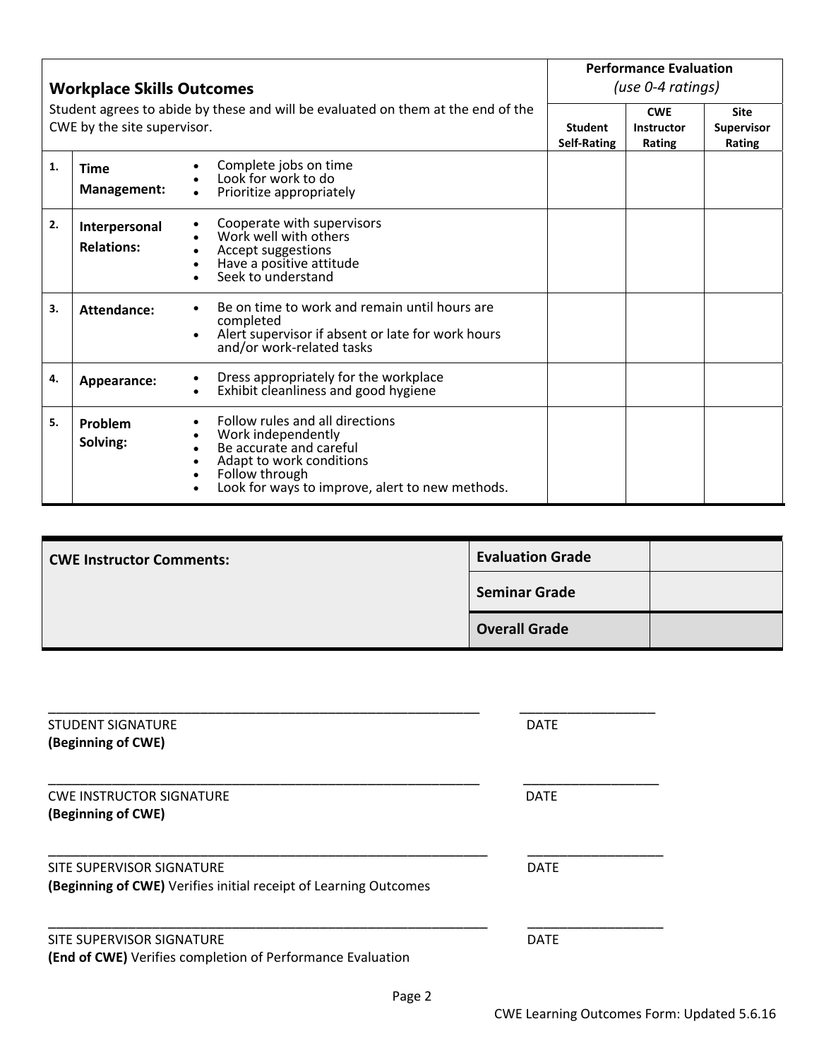| **Workplace Skills Outcomes**<br>Student agrees to abide by these and will be evaluated on them at the end of the CWE by the site supervisor. | | | **Performance Evaluation** *(use 0-4 ratings)* | | |
|---|---|---|---|---|---|
| | | | **Student Self-Rating** | **CWE Instructor Rating** | **Site Supervisor Rating** |
| **1.** | **Time Management:** | • Complete jobs on time<br>• Look for work to do<br>• Prioritize appropriately | | | |
| **2.** | **Interpersonal Relations:** | • Cooperate with supervisors<br>• Work well with others<br>• Accept suggestions<br>• Have a positive attitude<br>• Seek to understand | | | |
| **3.** | **Attendance:** | • Be on time to work and remain until hours are completed<br>• Alert supervisor if absent or late for work hours and/or work-related tasks | | | |
| **4.** | **Appearance:** | • Dress appropriately for the workplace<br>• Exhibit cleanliness and good hygiene | | | |
| **5.** | **Problem Solving:** | • Follow rules and all directions<br>• Work independently<br>• Be accurate and careful<br>• Adapt to work conditions<br>• Follow through<br>• Look for ways to improve, alert to new methods. | | | |

| **CWE Instructor Comments:** | **Evaluation Grade** | |
|---|---|---|
| | **Seminar Grade** | |
| | **Overall Grade** | |

_______________________________________________ _______________

STUDENT SIGNATURE DATE
**(Beginning of CWE)**

_______________________________________________ _______________

CWE INSTRUCTOR SIGNATURE DATE
**(Beginning of CWE)**

_______________________________________________ _______________

SITE SUPERVISOR SIGNATURE DATE
**(Beginning of CWE)** Verifies initial receipt of Learning Outcomes

_______________________________________________ _______________

SITE SUPERVISOR SIGNATURE DATE
**(End of CWE)** Verifies completion of Performance Evaluation

CWE Learning Outcomes Form: Updated 5.6.16